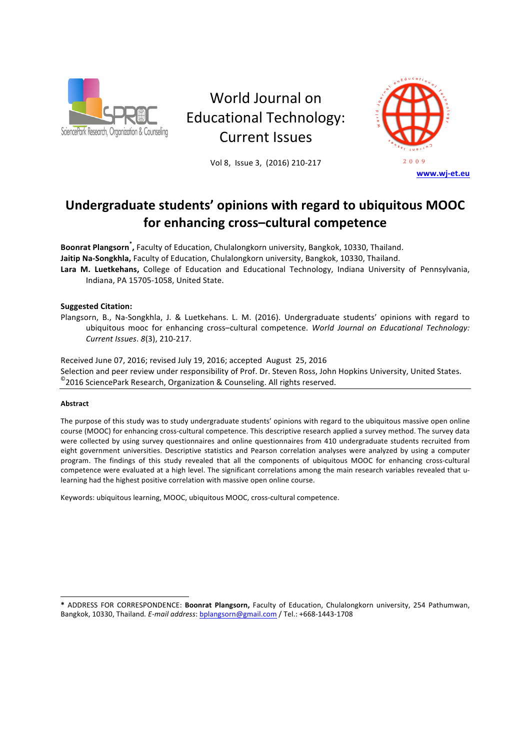World Journal on Educational Technology: Current Issues

Vol 8, Issue 3, (2016) 210-217

www.wj-et.eu

# Undergraduate students' opinions with regard to ubiquitous MOOC for enhancing cross–cultural competence

**Boonrat Plangsorn**[*]**,** Faculty of Education, Chulalongkorn university, Bangkok, 10330, Thailand.

**Jaitip Na-Songkhla,** Faculty of Education, Chulalongkorn university, Bangkok, 10330, Thailand.

**Lara M. Luetkehans,** College of Education and Educational Technology, Indiana University of Pennsylvania, Indiana, PA 15705-1058, United State.

**Suggested Citation:**

Plangsorn, B., Na-Songkhla, J. & Luetkehans. L. M. (2016). Undergraduate students' opinions with regard to ubiquitous mooc for enhancing cross–cultural competence. *World Journal on Educational Technology: Current Issues*. *8*(3), 210-217.

Received June 07, 2016; revised July 19, 2016; accepted August 25, 2016

Selection and peer review under responsibility of Prof. Dr. Steven Ross, John Hopkins University, United States.

©2016 SciencePark Research, Organization & Counseling. All rights reserved.

**Abstract**

The purpose of this study was to study undergraduate students' opinions with regard to the ubiquitous massive open online course (MOOC) for enhancing cross-cultural competence. This descriptive research applied a survey method. The survey data were collected by using survey questionnaires and online questionnaires from 410 undergraduate students recruited from eight government universities. Descriptive statistics and Pearson correlation analyses were analyzed by using a computer program. The findings of this study revealed that all the components of ubiquitous MOOC for enhancing cross-cultural competence were evaluated at a high level. The significant correlations among the main research variables revealed that u-learning had the highest positive correlation with massive open online course.

Keywords: ubiquitous learning, MOOC, ubiquitous MOOC, cross-cultural competence.

---

* ADDRESS FOR CORRESPONDENCE: **Boonrat Plangsorn,** Faculty of Education, Chulalongkorn university, 254 Pathumwan, Bangkok, 10330, Thailand. *E-mail address*: bplangsorn@gmail.com / Tel.: +668-1443-1708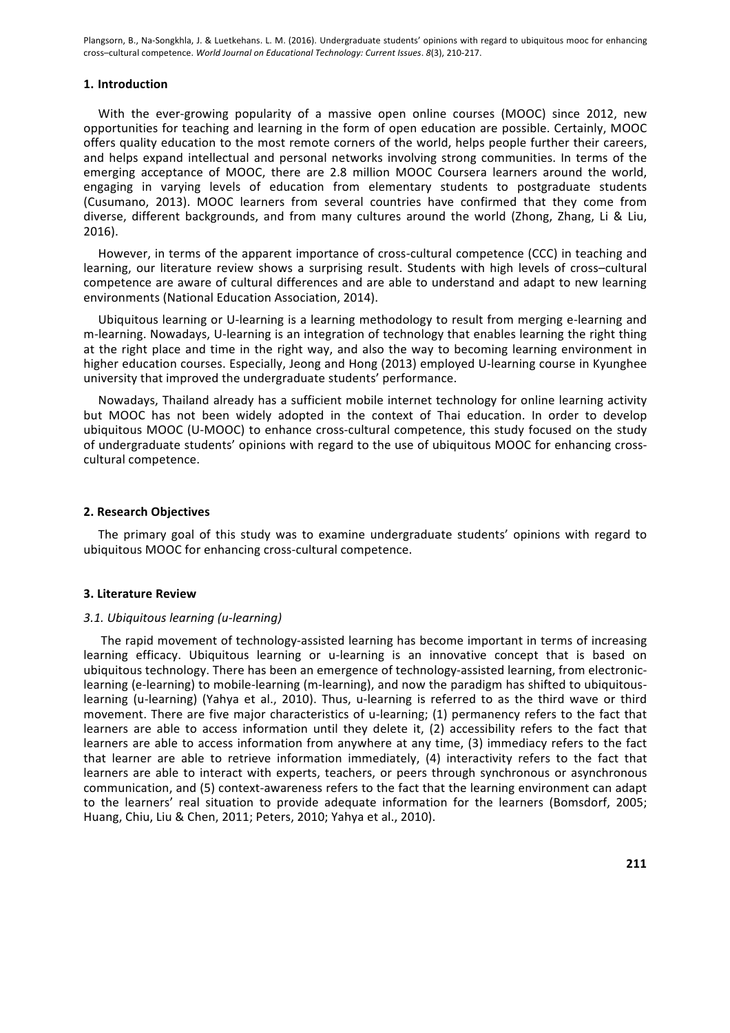## 1. Introduction

With the ever-growing popularity of a massive open online courses (MOOC) since 2012, new opportunities for teaching and learning in the form of open education are possible. Certainly, MOOC offers quality education to the most remote corners of the world, helps people further their careers, and helps expand intellectual and personal networks involving strong communities. In terms of the emerging acceptance of MOOC, there are 2.8 million MOOC Coursera learners around the world, engaging in varying levels of education from elementary students to postgraduate students (Cusumano, 2013). MOOC learners from several countries have confirmed that they come from diverse, different backgrounds, and from many cultures around the world (Zhong, Zhang, Li & Liu, 2016).

However, in terms of the apparent importance of cross-cultural competence (CCC) in teaching and learning, our literature review shows a surprising result. Students with high levels of cross–cultural competence are aware of cultural differences and are able to understand and adapt to new learning environments (National Education Association, 2014).

Ubiquitous learning or U-learning is a learning methodology to result from merging e-learning and m-learning. Nowadays, U-learning is an integration of technology that enables learning the right thing at the right place and time in the right way, and also the way to becoming learning environment in higher education courses. Especially, Jeong and Hong (2013) employed U-learning course in Kyunghee university that improved the undergraduate students' performance.

Nowadays, Thailand already has a sufficient mobile internet technology for online learning activity but MOOC has not been widely adopted in the context of Thai education. In order to develop ubiquitous MOOC (U-MOOC) to enhance cross-cultural competence, this study focused on the study of undergraduate students' opinions with regard to the use of ubiquitous MOOC for enhancing cross-cultural competence.

## 2. Research Objectives

The primary goal of this study was to examine undergraduate students' opinions with regard to ubiquitous MOOC for enhancing cross-cultural competence.

## 3. Literature Review

### *3.1. Ubiquitous learning (u-learning)*

The rapid movement of technology-assisted learning has become important in terms of increasing learning efficacy. Ubiquitous learning or u-learning is an innovative concept that is based on ubiquitous technology. There has been an emergence of technology-assisted learning, from electronic-learning (e-learning) to mobile-learning (m-learning), and now the paradigm has shifted to ubiquitous-learning (u-learning) (Yahya et al., 2010). Thus, u-learning is referred to as the third wave or third movement. There are five major characteristics of u-learning; (1) permanency refers to the fact that learners are able to access information until they delete it, (2) accessibility refers to the fact that learners are able to access information from anywhere at any time, (3) immediacy refers to the fact that learner are able to retrieve information immediately, (4) interactivity refers to the fact that learners are able to interact with experts, teachers, or peers through synchronous or asynchronous communication, and (5) context-awareness refers to the fact that the learning environment can adapt to the learners' real situation to provide adequate information for the learners (Bomsdorf, 2005; Huang, Chiu, Liu & Chen, 2011; Peters, 2010; Yahya et al., 2010).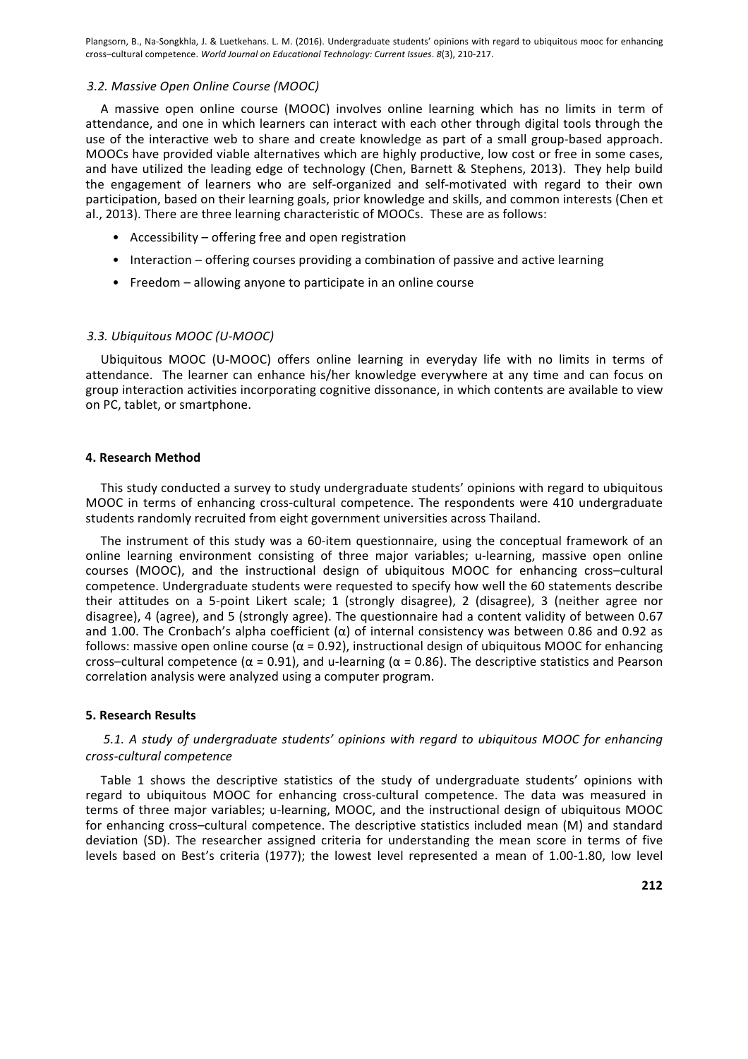### 3.2. Massive Open Online Course (MOOC)

A massive open online course (MOOC) involves online learning which has no limits in term of attendance, and one in which learners can interact with each other through digital tools through the use of the interactive web to share and create knowledge as part of a small group-based approach. MOOCs have provided viable alternatives which are highly productive, low cost or free in some cases, and have utilized the leading edge of technology (Chen, Barnett & Stephens, 2013). They help build the engagement of learners who are self-organized and self-motivated with regard to their own participation, based on their learning goals, prior knowledge and skills, and common interests (Chen et al., 2013). There are three learning characteristic of MOOCs. These are as follows:

- Accessibility – offering free and open registration
- Interaction – offering courses providing a combination of passive and active learning
- Freedom – allowing anyone to participate in an online course

### 3.3. Ubiquitous MOOC (U-MOOC)

Ubiquitous MOOC (U-MOOC) offers online learning in everyday life with no limits in terms of attendance. The learner can enhance his/her knowledge everywhere at any time and can focus on group interaction activities incorporating cognitive dissonance, in which contents are available to view on PC, tablet, or smartphone.

## 4. Research Method

This study conducted a survey to study undergraduate students' opinions with regard to ubiquitous MOOC in terms of enhancing cross-cultural competence. The respondents were 410 undergraduate students randomly recruited from eight government universities across Thailand.

The instrument of this study was a 60-item questionnaire, using the conceptual framework of an online learning environment consisting of three major variables; u-learning, massive open online courses (MOOC), and the instructional design of ubiquitous MOOC for enhancing cross–cultural competence. Undergraduate students were requested to specify how well the 60 statements describe their attitudes on a 5-point Likert scale; 1 (strongly disagree), 2 (disagree), 3 (neither agree nor disagree), 4 (agree), and 5 (strongly agree). The questionnaire had a content validity of between 0.67 and 1.00. The Cronbach's alpha coefficient ($\alpha$) of internal consistency was between 0.86 and 0.92 as follows: massive open online course ($\alpha = 0.92$), instructional design of ubiquitous MOOC for enhancing cross–cultural competence ($\alpha = 0.91$), and u-learning ($\alpha = 0.86$). The descriptive statistics and Pearson correlation analysis were analyzed using a computer program.

## 5. Research Results

### 5.1. A study of undergraduate students' opinions with regard to ubiquitous MOOC for enhancing cross-cultural competence

Table 1 shows the descriptive statistics of the study of undergraduate students' opinions with regard to ubiquitous MOOC for enhancing cross-cultural competence. The data was measured in terms of three major variables; u-learning, MOOC, and the instructional design of ubiquitous MOOC for enhancing cross–cultural competence. The descriptive statistics included mean (M) and standard deviation (SD). The researcher assigned criteria for understanding the mean score in terms of five levels based on Best's criteria (1977); the lowest level represented a mean of 1.00-1.80, low level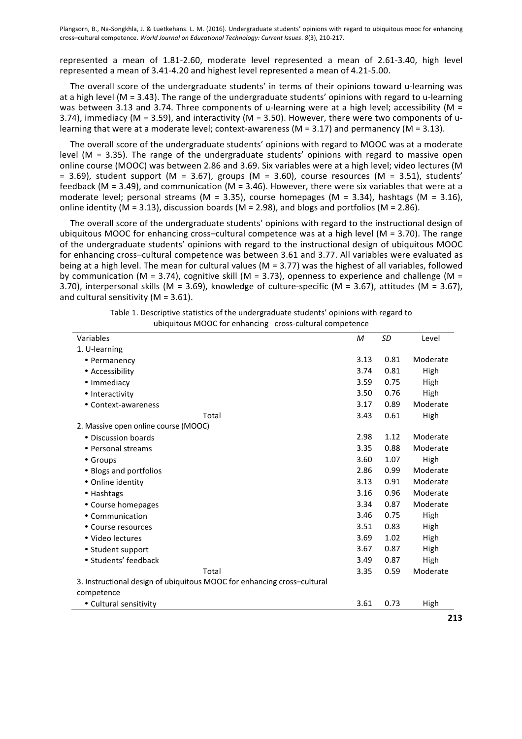represented a mean of 1.81-2.60, moderate level represented a mean of 2.61-3.40, high level represented a mean of 3.41-4.20 and highest level represented a mean of 4.21-5.00.

The overall score of the undergraduate students' in terms of their opinions toward u-learning was at a high level (M = 3.43). The range of the undergraduate students' opinions with regard to u-learning was between 3.13 and 3.74. Three components of u-learning were at a high level; accessibility (M = 3.74), immediacy (M = 3.59), and interactivity (M = 3.50). However, there were two components of u-learning that were at a moderate level; context-awareness (M = 3.17) and permanency (M = 3.13).

The overall score of the undergraduate students' opinions with regard to MOOC was at a moderate level (M = 3.35). The range of the undergraduate students' opinions with regard to massive open online course (MOOC) was between 2.86 and 3.69. Six variables were at a high level; video lectures (M = 3.69), student support (M = 3.67), groups (M = 3.60), course resources (M = 3.51), students' feedback (M = 3.49), and communication (M = 3.46). However, there were six variables that were at a moderate level; personal streams (M = 3.35), course homepages (M = 3.34), hashtags (M = 3.16), online identity (M = 3.13), discussion boards (M = 2.98), and blogs and portfolios (M = 2.86).

The overall score of the undergraduate students' opinions with regard to the instructional design of ubiquitous MOOC for enhancing cross–cultural competence was at a high level (M = 3.70). The range of the undergraduate students' opinions with regard to the instructional design of ubiquitous MOOC for enhancing cross–cultural competence was between 3.61 and 3.77. All variables were evaluated as being at a high level. The mean for cultural values (M = 3.77) was the highest of all variables, followed by communication (M = 3.74), cognitive skill (M = 3.73), openness to experience and challenge (M = 3.70), interpersonal skills (M = 3.69), knowledge of culture-specific (M = 3.67), attitudes (M = 3.67), and cultural sensitivity (M = 3.61).

Table 1. Descriptive statistics of the undergraduate students' opinions with regard to ubiquitous MOOC for enhancing cross-cultural competence

| Variables | *M* | *SD* | Level |
|---|---|---|---|
| 1. U-learning | | | |
| • Permanency | 3.13 | 0.81 | Moderate |
| • Accessibility | 3.74 | 0.81 | High |
| • Immediacy | 3.59 | 0.75 | High |
| • Interactivity | 3.50 | 0.76 | High |
| • Context-awareness | 3.17 | 0.89 | Moderate |
| Total | 3.43 | 0.61 | High |
| 2. Massive open online course (MOOC) | | | |
| • Discussion boards | 2.98 | 1.12 | Moderate |
| • Personal streams | 3.35 | 0.88 | Moderate |
| • Groups | 3.60 | 1.07 | High |
| • Blogs and portfolios | 2.86 | 0.99 | Moderate |
| • Online identity | 3.13 | 0.91 | Moderate |
| • Hashtags | 3.16 | 0.96 | Moderate |
| • Course homepages | 3.34 | 0.87 | Moderate |
| • Communication | 3.46 | 0.75 | High |
| • Course resources | 3.51 | 0.83 | High |
| • Video lectures | 3.69 | 1.02 | High |
| • Student support | 3.67 | 0.87 | High |
| • Students' feedback | 3.49 | 0.87 | High |
| Total | 3.35 | 0.59 | Moderate |
| 3. Instructional design of ubiquitous MOOC for enhancing cross–cultural competence | | | |
| • Cultural sensitivity | 3.61 | 0.73 | High |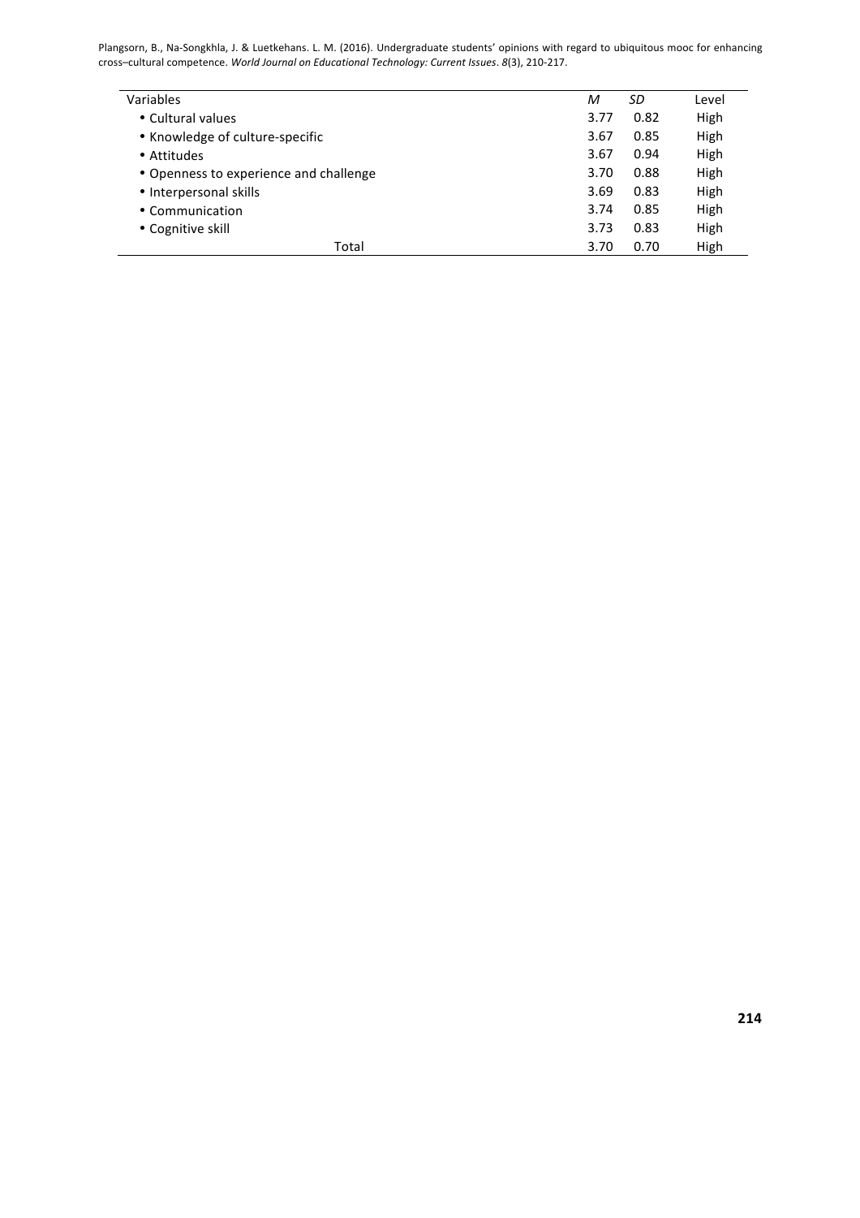| Variables | *M* | *SD* | Level |
|---|---|---|---|
| • Cultural values | 3.77 | 0.82 | High |
| • Knowledge of culture-specific | 3.67 | 0.85 | High |
| • Attitudes | 3.67 | 0.94 | High |
| • Openness to experience and challenge | 3.70 | 0.88 | High |
| • Interpersonal skills | 3.69 | 0.83 | High |
| • Communication | 3.74 | 0.85 | High |
| • Cognitive skill | 3.73 | 0.83 | High |
| Total | 3.70 | 0.70 | High |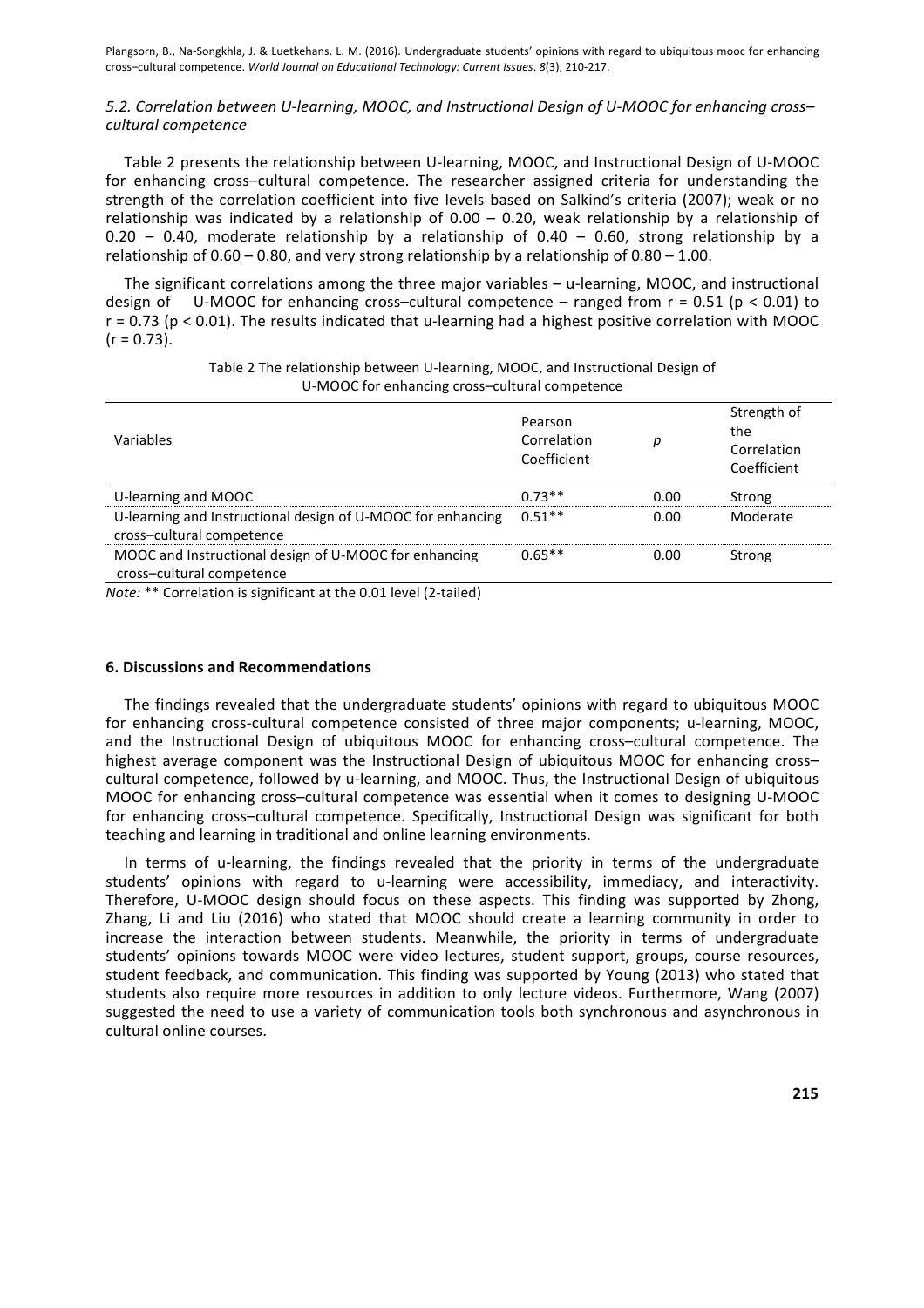### *5.2. Correlation between U-learning, MOOC, and Instructional Design of U-MOOC for enhancing cross–cultural competence*

Table 2 presents the relationship between U-learning, MOOC, and Instructional Design of U-MOOC for enhancing cross–cultural competence. The researcher assigned criteria for understanding the strength of the correlation coefficient into five levels based on Salkind's criteria (2007); weak or no relationship was indicated by a relationship of 0.00 – 0.20, weak relationship by a relationship of 0.20 – 0.40, moderate relationship by a relationship of 0.40 – 0.60, strong relationship by a relationship of 0.60 – 0.80, and very strong relationship by a relationship of 0.80 – 1.00.

The significant correlations among the three major variables – u-learning, MOOC, and instructional design of U-MOOC for enhancing cross–cultural competence – ranged from $r = 0.51$ ($p < 0.01$) to $r = 0.73$ ($p < 0.01$). The results indicated that u-learning had a highest positive correlation with MOOC ($r = 0.73$).

Table 2 The relationship between U-learning, MOOC, and Instructional Design of U-MOOC for enhancing cross–cultural competence

| Variables | Pearson Correlation Coefficient | *p* | Strength of the Correlation Coefficient |
|---|---|---|---|
| U-learning and MOOC | 0.73** | 0.00 | Strong |
| U-learning and Instructional design of U-MOOC for enhancing cross–cultural competence | 0.51** | 0.00 | Moderate |
| MOOC and Instructional design of U-MOOC for enhancing cross–cultural competence | 0.65** | 0.00 | Strong |

*Note:* ** Correlation is significant at the 0.01 level (2-tailed)

## 6. Discussions and Recommendations

The findings revealed that the undergraduate students' opinions with regard to ubiquitous MOOC for enhancing cross-cultural competence consisted of three major components; u-learning, MOOC, and the Instructional Design of ubiquitous MOOC for enhancing cross–cultural competence. The highest average component was the Instructional Design of ubiquitous MOOC for enhancing cross–cultural competence, followed by u-learning, and MOOC. Thus, the Instructional Design of ubiquitous MOOC for enhancing cross–cultural competence was essential when it comes to designing U-MOOC for enhancing cross–cultural competence. Specifically, Instructional Design was significant for both teaching and learning in traditional and online learning environments.

In terms of u-learning, the findings revealed that the priority in terms of the undergraduate students' opinions with regard to u-learning were accessibility, immediacy, and interactivity. Therefore, U-MOOC design should focus on these aspects. This finding was supported by Zhong, Zhang, Li and Liu (2016) who stated that MOOC should create a learning community in order to increase the interaction between students. Meanwhile, the priority in terms of undergraduate students' opinions towards MOOC were video lectures, student support, groups, course resources, student feedback, and communication. This finding was supported by Young (2013) who stated that students also require more resources in addition to only lecture videos. Furthermore, Wang (2007) suggested the need to use a variety of communication tools both synchronous and asynchronous in cultural online courses.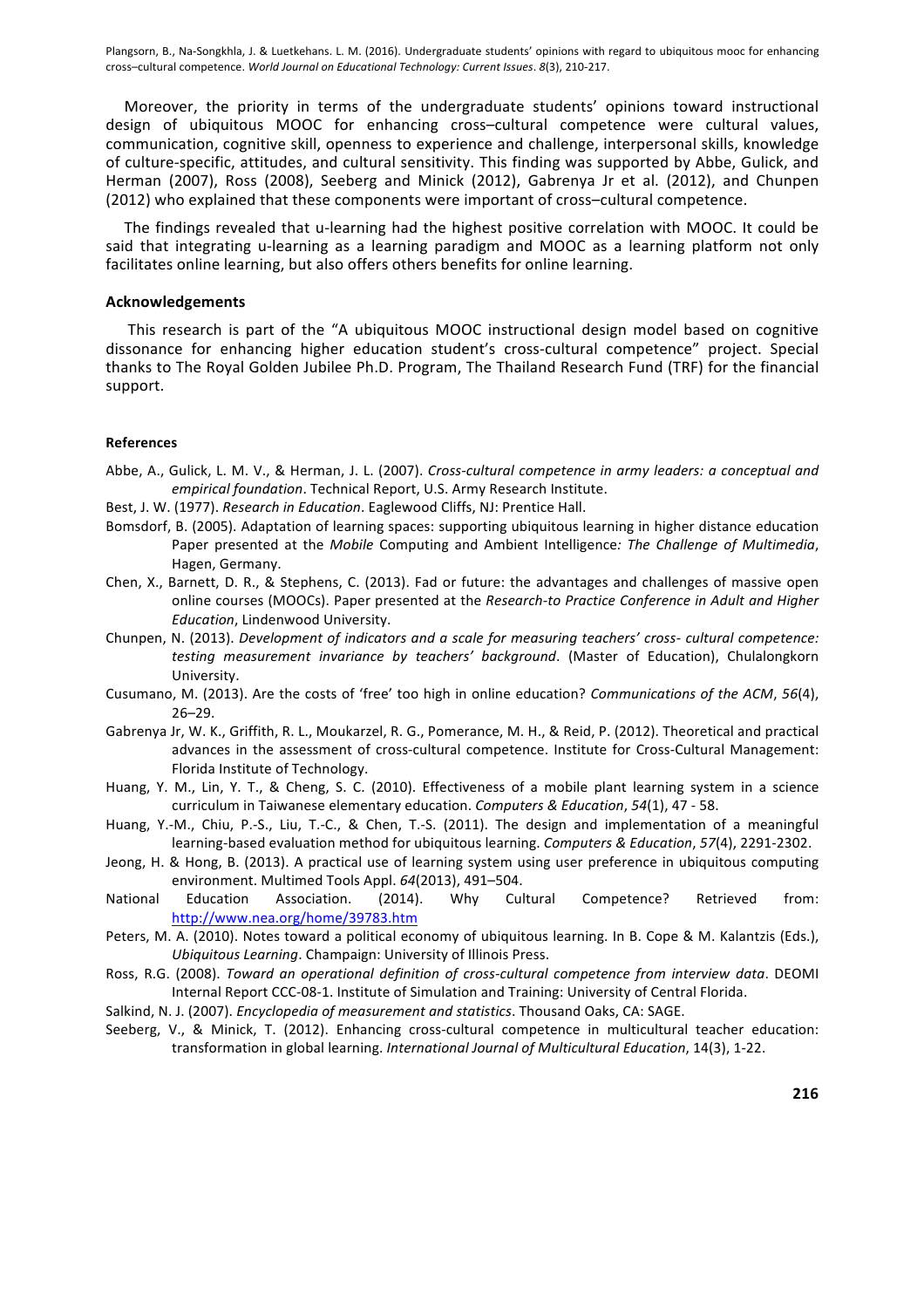Moreover, the priority in terms of the undergraduate students' opinions toward instructional design of ubiquitous MOOC for enhancing cross–cultural competence were cultural values, communication, cognitive skill, openness to experience and challenge, interpersonal skills, knowledge of culture-specific, attitudes, and cultural sensitivity. This finding was supported by Abbe, Gulick, and Herman (2007), Ross (2008), Seeberg and Minick (2012), Gabrenya Jr et al. (2012), and Chunpen (2012) who explained that these components were important of cross–cultural competence.

The findings revealed that u-learning had the highest positive correlation with MOOC. It could be said that integrating u-learning as a learning paradigm and MOOC as a learning platform not only facilitates online learning, but also offers others benefits for online learning.

### Acknowledgements

This research is part of the "A ubiquitous MOOC instructional design model based on cognitive dissonance for enhancing higher education student's cross-cultural competence" project. Special thanks to The Royal Golden Jubilee Ph.D. Program, The Thailand Research Fund (TRF) for the financial support.

#### References

Abbe, A., Gulick, L. M. V., & Herman, J. L. (2007). *Cross-cultural competence in army leaders: a conceptual and empirical foundation*. Technical Report, U.S. Army Research Institute.

Best, J. W. (1977). *Research in Education*. Eaglewood Cliffs, NJ: Prentice Hall.

Bomsdorf, B. (2005). Adaptation of learning spaces: supporting ubiquitous learning in higher distance education Paper presented at the *Mobile* Computing and Ambient Intelligence*: The Challenge of Multimedia*, Hagen, Germany.

Chen, X., Barnett, D. R., & Stephens, C. (2013). Fad or future: the advantages and challenges of massive open online courses (MOOCs). Paper presented at the *Research-to Practice Conference in Adult and Higher Education*, Lindenwood University.

Chunpen, N. (2013). *Development of indicators and a scale for measuring teachers' cross- cultural competence: testing measurement invariance by teachers' background*. (Master of Education), Chulalongkorn University.

Cusumano, M. (2013). Are the costs of 'free' too high in online education? *Communications of the ACM*, *56*(4), 26–29.

Gabrenya Jr, W. K., Griffith, R. L., Moukarzel, R. G., Pomerance, M. H., & Reid, P. (2012). Theoretical and practical advances in the assessment of cross-cultural competence. Institute for Cross-Cultural Management: Florida Institute of Technology.

Huang, Y. M., Lin, Y. T., & Cheng, S. C. (2010). Effectiveness of a mobile plant learning system in a science curriculum in Taiwanese elementary education. *Computers & Education*, *54*(1), 47 - 58.

Huang, Y.-M., Chiu, P.-S., Liu, T.-C., & Chen, T.-S. (2011). The design and implementation of a meaningful learning-based evaluation method for ubiquitous learning. *Computers & Education*, *57*(4), 2291-2302.

Jeong, H. & Hong, B. (2013). A practical use of learning system using user preference in ubiquitous computing environment. Multimed Tools Appl. *64*(2013), 491–504.

National Education Association. (2014). Why Cultural Competence? Retrieved from: http://www.nea.org/home/39783.htm

Peters, M. A. (2010). Notes toward a political economy of ubiquitous learning. In B. Cope & M. Kalantzis (Eds.), *Ubiquitous Learning*. Champaign: University of Illinois Press.

Ross, R.G. (2008). *Toward an operational definition of cross-cultural competence from interview data*. DEOMI Internal Report CCC-08-1. Institute of Simulation and Training: University of Central Florida.

Salkind, N. J. (2007). *Encyclopedia of measurement and statistics*. Thousand Oaks, CA: SAGE.

Seeberg, V., & Minick, T. (2012). Enhancing cross-cultural competence in multicultural teacher education: transformation in global learning. *International Journal of Multicultural Education*, 14(3), 1-22.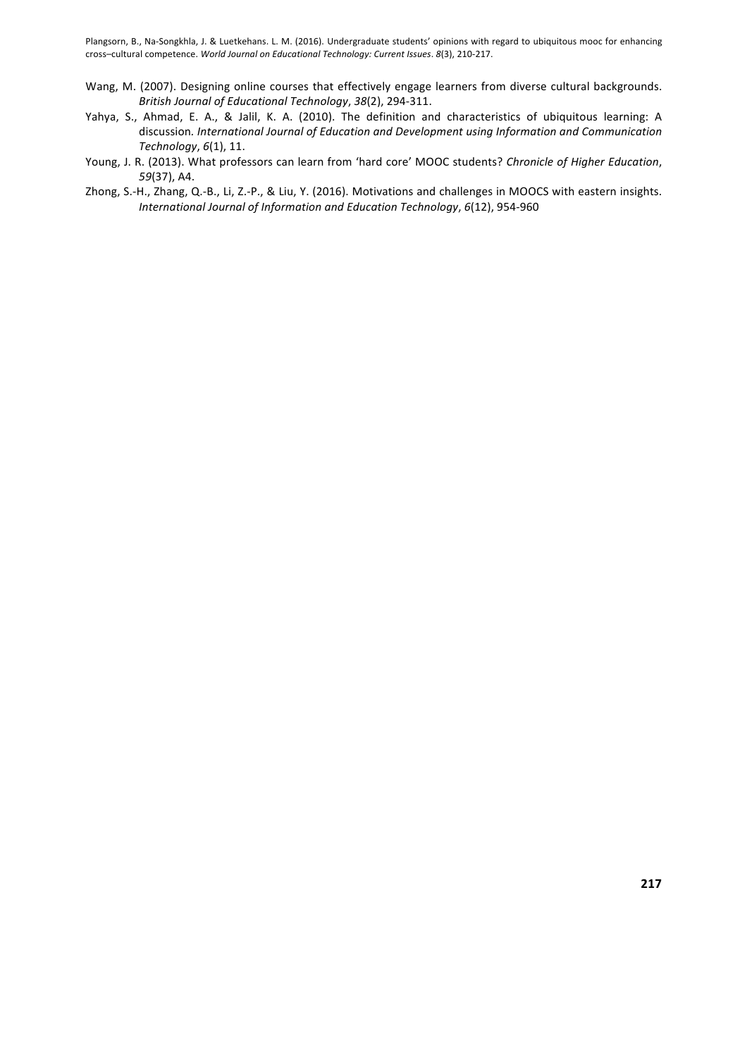Wang, M. (2007). Designing online courses that effectively engage learners from diverse cultural backgrounds. *British Journal of Educational Technology*, *38*(2), 294-311.

Yahya, S., Ahmad, E. A., & Jalil, K. A. (2010). The definition and characteristics of ubiquitous learning: A discussion. *International Journal of Education and Development using Information and Communication Technology*, *6*(1), 11.

Young, J. R. (2013). What professors can learn from 'hard core' MOOC students? *Chronicle of Higher Education*, *59*(37), A4.

Zhong, S.-H., Zhang, Q.-B., Li, Z.-P., & Liu, Y. (2016). Motivations and challenges in MOOCS with eastern insights. *International Journal of Information and Education Technology*, *6*(12), 954-960